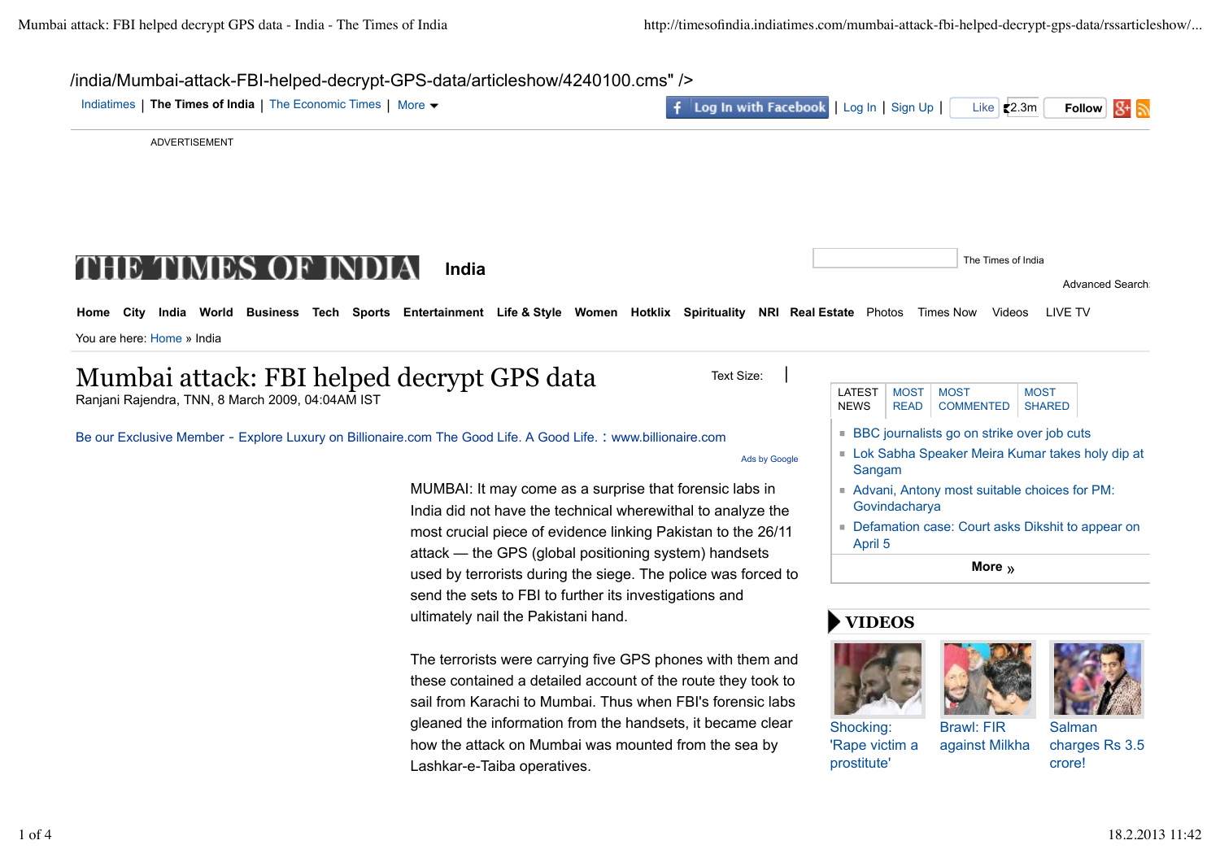/india/Mumbai-attack-FBI-helped-decrypt-GPS-data/articleshow/4240100.cms" />

Indiatimes | **The Times of India** | The Economic Times | More

Log In with Facebook | Log In | Sign Up | Like 2.3m Follow

ADVERTISEMENT

**THE TIMES OF INDIA** **India**

The Times of India

Advanced Search

**Home** **City** **India** **World** **Business** **Tech** **Sports** **Entertainment** **Life & Style** **Women** **Hotklix** **Spirituality** **NRI** **Real Estate** Photos Times Now Videos LIVE TV

You are here: Home » India

# Mumbai attack: FBI helped decrypt GPS data

Ranjani Rajendra, TNN, 8 March 2009, 04:04AM IST

Text Size:

Be our Exclusive Member - Explore Luxury on Billionaire.com The Good Life. A Good Life. : www.billionaire.com

Ads by Google

MUMBAI: It may come as a surprise that forensic labs in India did not have the technical wherewithal to analyze the most crucial piece of evidence linking Pakistan to the 26/11 attack — the GPS (global positioning system) handsets used by terrorists during the siege. The police was forced to send the sets to FBI to further its investigations and ultimately nail the Pakistani hand.

The terrorists were carrying five GPS phones with them and these contained a detailed account of the route they took to sail from Karachi to Mumbai. Thus when FBI's forensic labs gleaned the information from the handsets, it became clear how the attack on Mumbai was mounted from the sea by Lashkar-e-Taiba operatives.

LATEST NEWS | MOST READ | MOST COMMENTED | MOST SHARED

- BBC journalists go on strike over job cuts
- Lok Sabha Speaker Meira Kumar takes holy dip at Sangam
- Advani, Antony most suitable choices for PM: Govindacharya
- Defamation case: Court asks Dikshit to appear on April 5

**More »**

## VIDEOS

Shocking: 'Rape victim a prostitute'

Brawl: FIR against Milkha

Salman charges Rs 3.5 crore!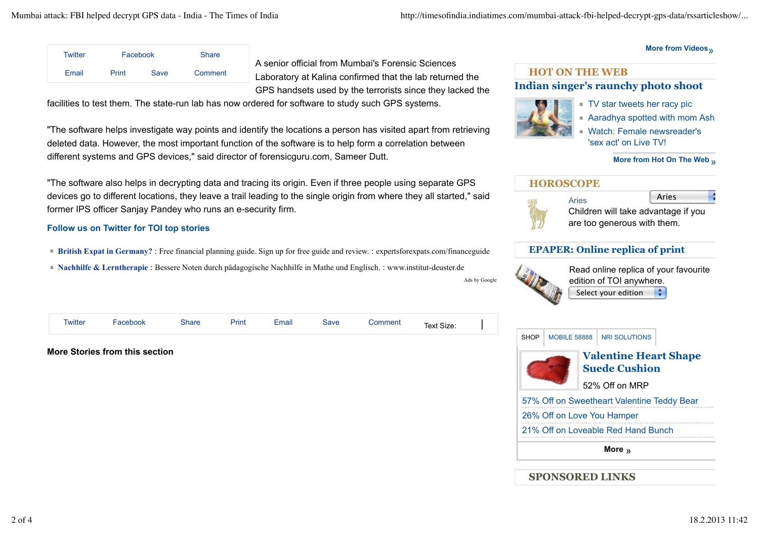Twitter Facebook Share
Email Print Save Comment

A senior official from Mumbai's Forensic Sciences Laboratory at Kalina confirmed that the lab returned the GPS handsets used by the terrorists since they lacked the facilities to test them. The state-run lab has now ordered for software to study such GPS systems.

"The software helps investigate way points and identify the locations a person has visited apart from retrieving deleted data. However, the most important function of the software is to help form a correlation between different systems and GPS devices," said director of forensicguru.com, Sameer Dutt.

"The software also helps in decrypting data and tracing its origin. Even if three people using separate GPS devices go to different locations, they leave a trail leading to the single origin from where they all started," said former IPS officer Sanjay Pandey who runs an e-security firm.

**Follow us on Twitter for TOI top stories**

- **British Expat in Germany?** : Free financial planning guide. Sign up for free guide and review. : expertsforexpats.com/financeguide
- **Nachhilfe & Lerntherapie** : Bessere Noten durch pädagogische Nachhilfe in Mathe und Englisch. : www.institut-deuster.de

Ads by Google

Twitter Facebook Share Print Email Save Comment Text Size:

**More Stories from this section**

More from Videos »

## HOT ON THE WEB

### Indian singer's raunchy photo shoot

- TV star tweets her racy pic
- Aaradhya spotted with mom Ash
- Watch: Female newsreader's 'sex act' on Live TV!

More from Hot On The Web »

## HOROSCOPE

Aries

Children will take advantage if you are too generous with them.

## EPAPER: Online replica of print

Read online replica of your favourite edition of TOI anywhere.

Select your edition

SHOP | MOBILE 58888 | NRI SOLUTIONS

### Valentine Heart Shape Suede Cushion

52% Off on MRP

57% Off on Sweetheart Valentine Teddy Bear

26% Off on Love You Hamper

21% Off on Loveable Red Hand Bunch

More »

## SPONSORED LINKS